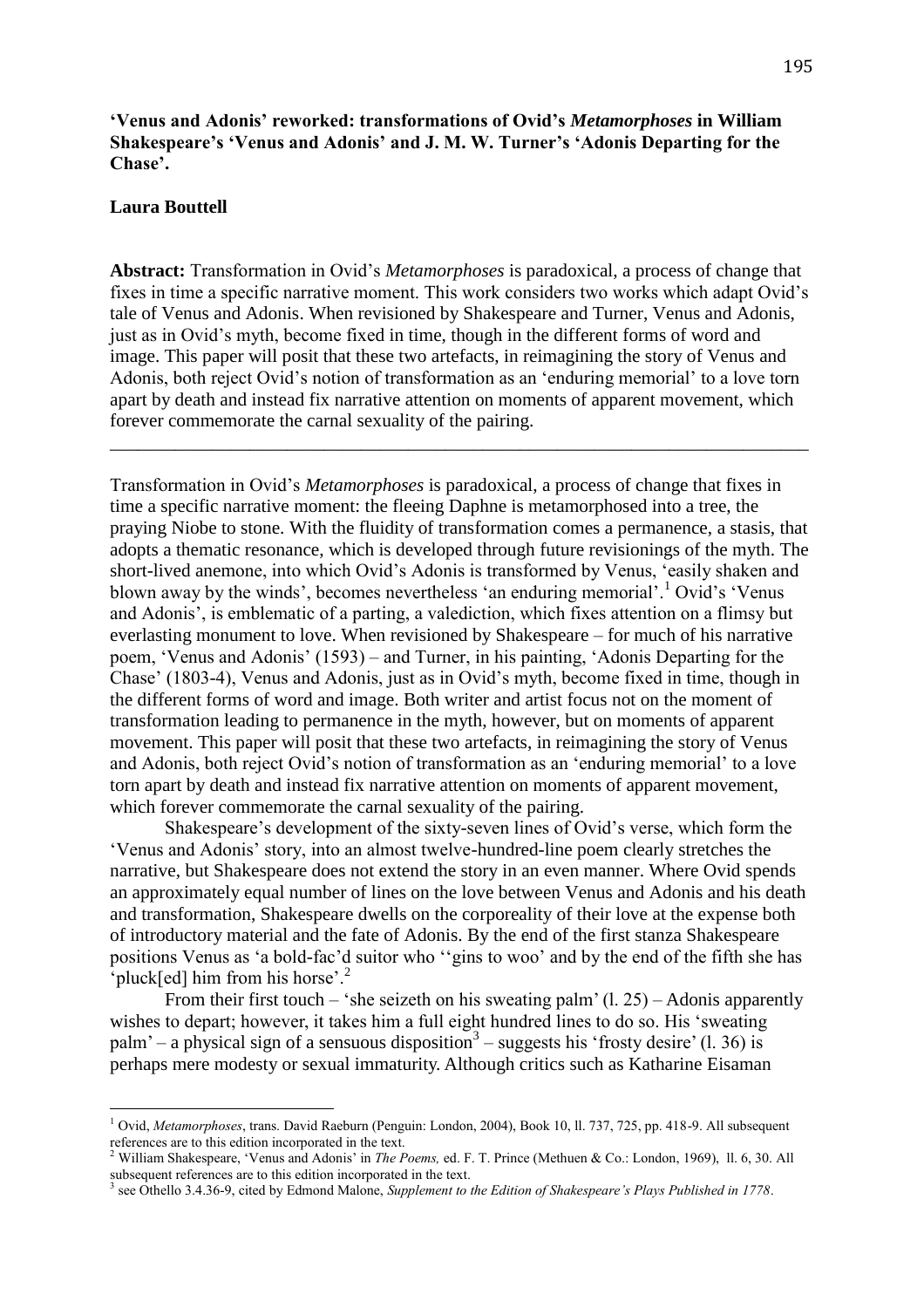**'Venus and Adonis' reworked: transformations of Ovid's *Metamorphoses* in William Shakespeare's 'Venus and Adonis' and J. M. W. Turner's 'Adonis Departing for the Chase'.**

**Laura Bouttell**

**Abstract:** Transformation in Ovid's *Metamorphoses* is paradoxical, a process of change that fixes in time a specific narrative moment. This work considers two works which adapt Ovid's tale of Venus and Adonis. When revisioned by Shakespeare and Turner, Venus and Adonis, just as in Ovid's myth, become fixed in time, though in the different forms of word and image. This paper will posit that these two artefacts, in reimagining the story of Venus and Adonis, both reject Ovid's notion of transformation as an 'enduring memorial' to a love torn apart by death and instead fix narrative attention on moments of apparent movement, which forever commemorate the carnal sexuality of the pairing.

---

Transformation in Ovid's *Metamorphoses* is paradoxical, a process of change that fixes in time a specific narrative moment: the fleeing Daphne is metamorphosed into a tree, the praying Niobe to stone. With the fluidity of transformation comes a permanence, a stasis, that adopts a thematic resonance, which is developed through future revisionings of the myth. The short-lived anemone, into which Ovid's Adonis is transformed by Venus, 'easily shaken and blown away by the winds', becomes nevertheless 'an enduring memorial'.[1] Ovid's 'Venus and Adonis', is emblematic of a parting, a valediction, which fixes attention on a flimsy but everlasting monument to love. When revisioned by Shakespeare – for much of his narrative poem, 'Venus and Adonis' (1593) – and Turner, in his painting, 'Adonis Departing for the Chase' (1803-4), Venus and Adonis, just as in Ovid's myth, become fixed in time, though in the different forms of word and image. Both writer and artist focus not on the moment of transformation leading to permanence in the myth, however, but on moments of apparent movement. This paper will posit that these two artefacts, in reimagining the story of Venus and Adonis, both reject Ovid's notion of transformation as an 'enduring memorial' to a love torn apart by death and instead fix narrative attention on moments of apparent movement, which forever commemorate the carnal sexuality of the pairing.

Shakespeare's development of the sixty-seven lines of Ovid's verse, which form the 'Venus and Adonis' story, into an almost twelve-hundred-line poem clearly stretches the narrative, but Shakespeare does not extend the story in an even manner. Where Ovid spends an approximately equal number of lines on the love between Venus and Adonis and his death and transformation, Shakespeare dwells on the corporeality of their love at the expense both of introductory material and the fate of Adonis. By the end of the first stanza Shakespeare positions Venus as 'a bold-fac'd suitor who ''gins to woo' and by the end of the fifth she has 'pluck[ed] him from his horse'.[2]

From their first touch – 'she seizeth on his sweating palm' (l. 25) – Adonis apparently wishes to depart; however, it takes him a full eight hundred lines to do so. His 'sweating palm' – a physical sign of a sensuous disposition[3] – suggests his 'frosty desire' (l. 36) is perhaps mere modesty or sexual immaturity. Although critics such as Katharine Eisaman

---

[1] Ovid, *Metamorphoses*, trans. David Raeburn (Penguin: London, 2004), Book 10, ll. 737, 725, pp. 418-9. All subsequent references are to this edition incorporated in the text.

[2] William Shakespeare, 'Venus and Adonis' in *The Poems,* ed. F. T. Prince (Methuen & Co.: London, 1969), ll. 6, 30. All subsequent references are to this edition incorporated in the text.

[3] see Othello 3.4.36-9, cited by Edmond Malone, *Supplement to the Edition of Shakespeare's Plays Published in 1778*.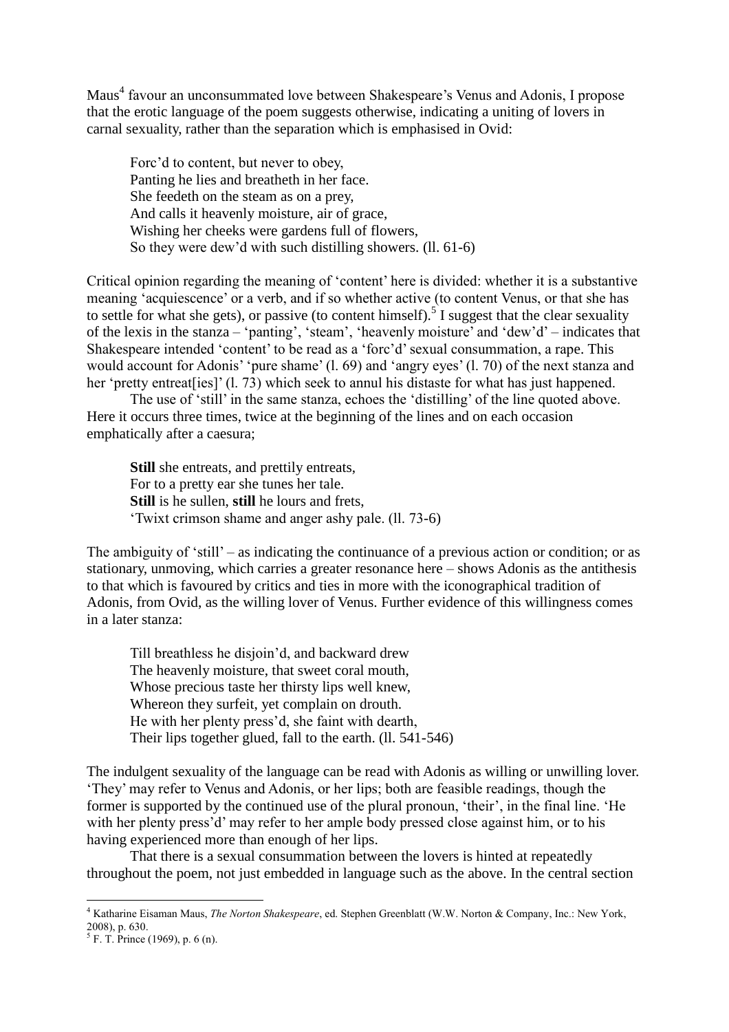Maus[4] favour an unconsummated love between Shakespeare's Venus and Adonis, I propose that the erotic language of the poem suggests otherwise, indicating a uniting of lovers in carnal sexuality, rather than the separation which is emphasised in Ovid:

> Forc'd to content, but never to obey,  
> Panting he lies and breatheth in her face.  
> She feedeth on the steam as on a prey,  
> And calls it heavenly moisture, air of grace,  
> Wishing her cheeks were gardens full of flowers,  
> So they were dew'd with such distilling showers. (ll. 61-6)

Critical opinion regarding the meaning of 'content' here is divided: whether it is a substantive meaning 'acquiescence' or a verb, and if so whether active (to content Venus, or that she has to settle for what she gets), or passive (to content himself).[5] I suggest that the clear sexuality of the lexis in the stanza – 'panting', 'steam', 'heavenly moisture' and 'dew'd' – indicates that Shakespeare intended 'content' to be read as a 'forc'd' sexual consummation, a rape. This would account for Adonis' 'pure shame' (l. 69) and 'angry eyes' (l. 70) of the next stanza and her 'pretty entreat[ies]' (l. 73) which seek to annul his distaste for what has just happened.

The use of 'still' in the same stanza, echoes the 'distilling' of the line quoted above. Here it occurs three times, twice at the beginning of the lines and on each occasion emphatically after a caesura;

> **Still** she entreats, and prettily entreats,  
> For to a pretty ear she tunes her tale.  
> **Still** is he sullen, **still** he lours and frets,  
> 'Twixt crimson shame and anger ashy pale. (ll. 73-6)

The ambiguity of 'still' – as indicating the continuance of a previous action or condition; or as stationary, unmoving, which carries a greater resonance here – shows Adonis as the antithesis to that which is favoured by critics and ties in more with the iconographical tradition of Adonis, from Ovid, as the willing lover of Venus. Further evidence of this willingness comes in a later stanza:

> Till breathless he disjoin'd, and backward drew  
> The heavenly moisture, that sweet coral mouth,  
> Whose precious taste her thirsty lips well knew,  
> Whereon they surfeit, yet complain on drouth.  
> He with her plenty press'd, she faint with dearth,  
> Their lips together glued, fall to the earth. (ll. 541-546)

The indulgent sexuality of the language can be read with Adonis as willing or unwilling lover. 'They' may refer to Venus and Adonis, or her lips; both are feasible readings, though the former is supported by the continued use of the plural pronoun, 'their', in the final line. 'He with her plenty press'd' may refer to her ample body pressed close against him, or to his having experienced more than enough of her lips.

That there is a sexual consummation between the lovers is hinted at repeatedly throughout the poem, not just embedded in language such as the above. In the central section

---

[4] Katharine Eisaman Maus, *The Norton Shakespeare*, ed. Stephen Greenblatt (W.W. Norton & Company, Inc.: New York, 2008), p. 630.

[5] F. T. Prince (1969), p. 6 (n).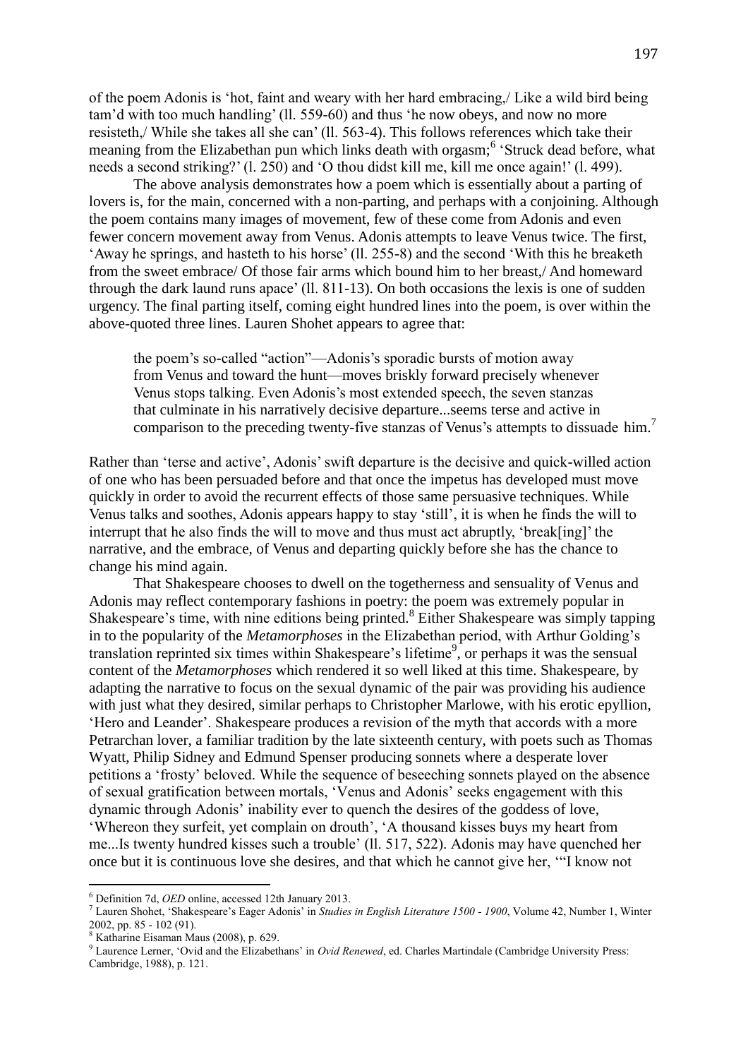of the poem Adonis is 'hot, faint and weary with her hard embracing,/ Like a wild bird being tam'd with too much handling' (ll. 559-60) and thus 'he now obeys, and now no more resisteth,/ While she takes all she can' (ll. 563-4). This follows references which take their meaning from the Elizabethan pun which links death with orgasm;[6] 'Struck dead before, what needs a second striking?' (l. 250) and 'O thou didst kill me, kill me once again!' (l. 499).

The above analysis demonstrates how a poem which is essentially about a parting of lovers is, for the main, concerned with a non-parting, and perhaps with a conjoining. Although the poem contains many images of movement, few of these come from Adonis and even fewer concern movement away from Venus. Adonis attempts to leave Venus twice. The first, 'Away he springs, and hasteth to his horse' (ll. 255-8) and the second 'With this he breaketh from the sweet embrace/ Of those fair arms which bound him to her breast,/ And homeward through the dark laund runs apace' (ll. 811-13). On both occasions the lexis is one of sudden urgency. The final parting itself, coming eight hundred lines into the poem, is over within the above-quoted three lines. Lauren Shohet appears to agree that:

> the poem's so-called "action"—Adonis's sporadic bursts of motion away from Venus and toward the hunt—moves briskly forward precisely whenever Venus stops talking. Even Adonis's most extended speech, the seven stanzas that culminate in his narratively decisive departure...seems terse and active in comparison to the preceding twenty-five stanzas of Venus's attempts to dissuade him.[7]

Rather than 'terse and active', Adonis' swift departure is the decisive and quick-willed action of one who has been persuaded before and that once the impetus has developed must move quickly in order to avoid the recurrent effects of those same persuasive techniques. While Venus talks and soothes, Adonis appears happy to stay 'still', it is when he finds the will to interrupt that he also finds the will to move and thus must act abruptly, 'break[ing]' the narrative, and the embrace, of Venus and departing quickly before she has the chance to change his mind again.

That Shakespeare chooses to dwell on the togetherness and sensuality of Venus and Adonis may reflect contemporary fashions in poetry: the poem was extremely popular in Shakespeare's time, with nine editions being printed.[8] Either Shakespeare was simply tapping in to the popularity of the *Metamorphoses* in the Elizabethan period, with Arthur Golding's translation reprinted six times within Shakespeare's lifetime[9], or perhaps it was the sensual content of the *Metamorphoses* which rendered it so well liked at this time. Shakespeare, by adapting the narrative to focus on the sexual dynamic of the pair was providing his audience with just what they desired, similar perhaps to Christopher Marlowe, with his erotic epyllion, 'Hero and Leander'. Shakespeare produces a revision of the myth that accords with a more Petrarchan lover, a familiar tradition by the late sixteenth century, with poets such as Thomas Wyatt, Philip Sidney and Edmund Spenser producing sonnets where a desperate lover petitions a 'frosty' beloved. While the sequence of beseeching sonnets played on the absence of sexual gratification between mortals, 'Venus and Adonis' seeks engagement with this dynamic through Adonis' inability ever to quench the desires of the goddess of love, 'Whereon they surfeit, yet complain on drouth', 'A thousand kisses buys my heart from me...Is twenty hundred kisses such a trouble' (ll. 517, 522). Adonis may have quenched her once but it is continuous love she desires, and that which he cannot give her, '"I know not

---

[6] Definition 7d, *OED* online, accessed 12th January 2013.

[7] Lauren Shohet, 'Shakespeare's Eager Adonis' in *Studies in English Literature 1500 - 1900*, Volume 42, Number 1, Winter 2002, pp. 85 - 102 (91).

[8] Katharine Eisaman Maus (2008), p. 629.

[9] Laurence Lerner, 'Ovid and the Elizabethans' in *Ovid Renewed*, ed. Charles Martindale (Cambridge University Press: Cambridge, 1988), p. 121.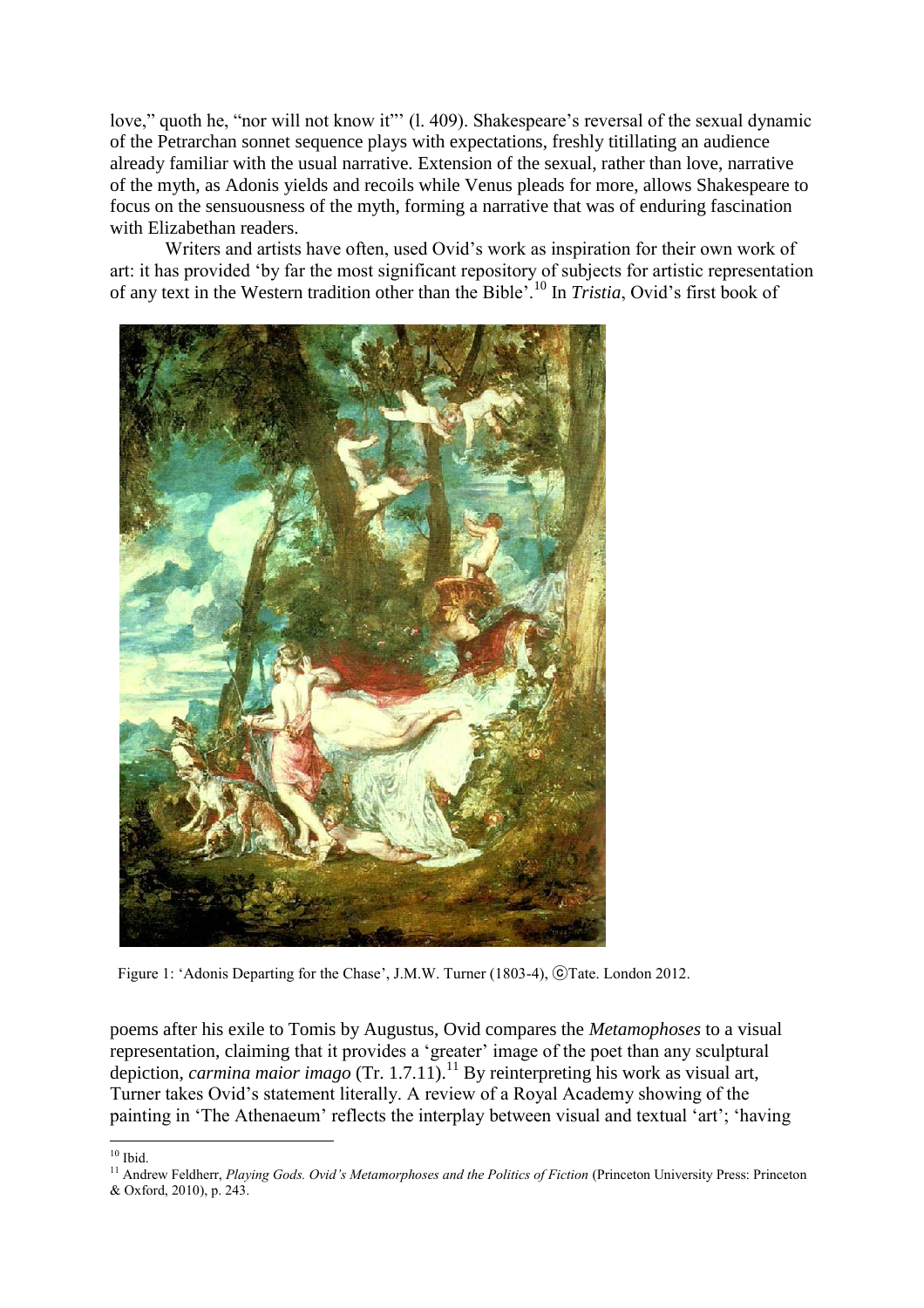love," quoth he, "nor will not know it"' (l. 409). Shakespeare's reversal of the sexual dynamic of the Petrarchan sonnet sequence plays with expectations, freshly titillating an audience already familiar with the usual narrative. Extension of the sexual, rather than love, narrative of the myth, as Adonis yields and recoils while Venus pleads for more, allows Shakespeare to focus on the sensuousness of the myth, forming a narrative that was of enduring fascination with Elizabethan readers.

Writers and artists have often, used Ovid's work as inspiration for their own work of art: it has provided 'by far the most significant repository of subjects for artistic representation of any text in the Western tradition other than the Bible'.[10] In *Tristia*, Ovid's first book of

Figure 1: 'Adonis Departing for the Chase', J.M.W. Turner (1803-4), ©Tate. London 2012.

poems after his exile to Tomis by Augustus, Ovid compares the *Metamophoses* to a visual representation, claiming that it provides a 'greater' image of the poet than any sculptural depiction, *carmina maior imago* (Tr. 1.7.11).[11] By reinterpreting his work as visual art, Turner takes Ovid's statement literally. A review of a Royal Academy showing of the painting in 'The Athenaeum' reflects the interplay between visual and textual 'art'; 'having

---

[10] Ibid.

[11] Andrew Feldherr, *Playing Gods. Ovid's Metamorphoses and the Politics of Fiction* (Princeton University Press: Princeton & Oxford, 2010), p. 243.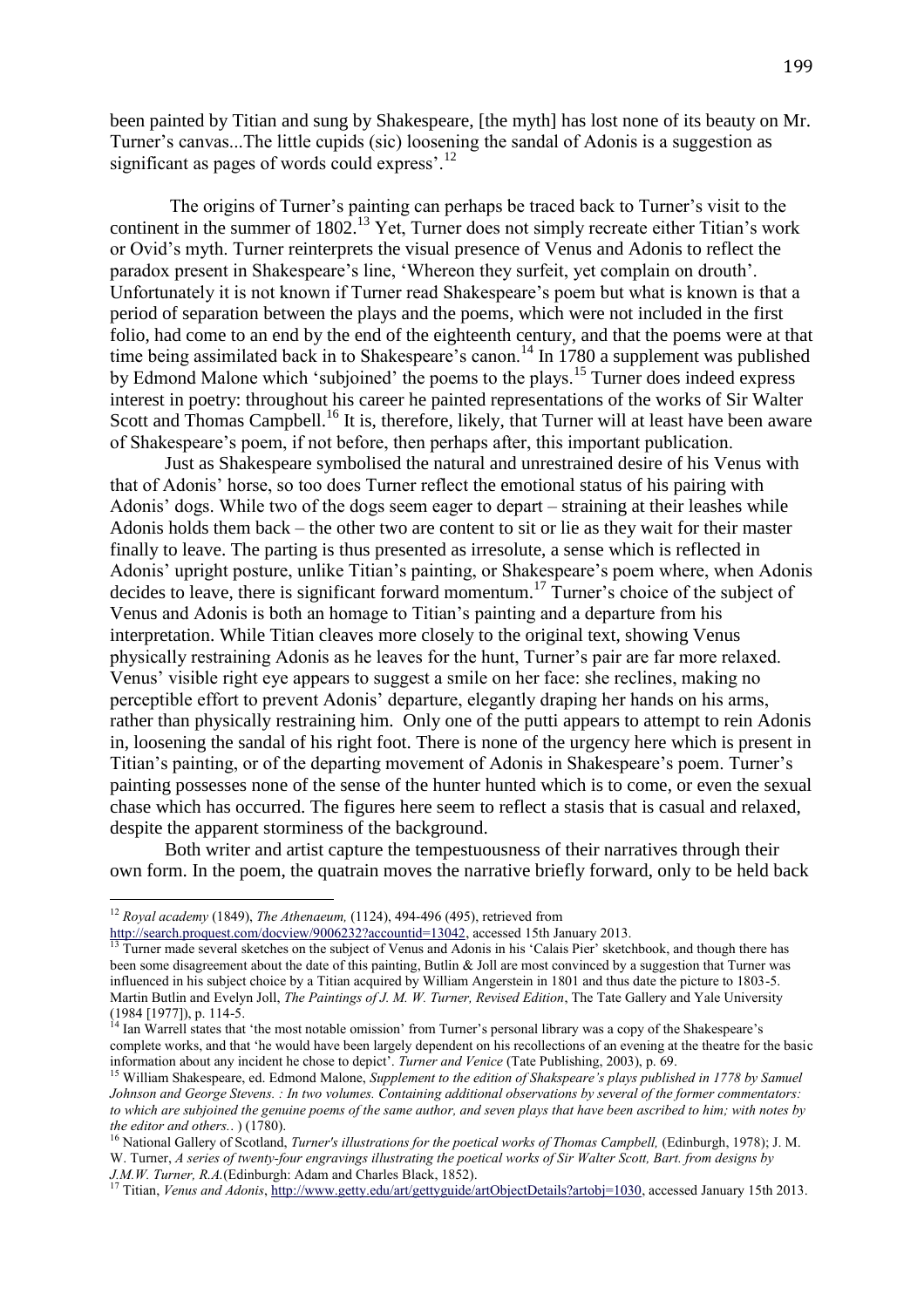been painted by Titian and sung by Shakespeare, [the myth] has lost none of its beauty on Mr. Turner's canvas...The little cupids (sic) loosening the sandal of Adonis is a suggestion as significant as pages of words could express'.[12]

The origins of Turner's painting can perhaps be traced back to Turner's visit to the continent in the summer of 1802.[13] Yet, Turner does not simply recreate either Titian's work or Ovid's myth. Turner reinterprets the visual presence of Venus and Adonis to reflect the paradox present in Shakespeare's line, 'Whereon they surfeit, yet complain on drouth'. Unfortunately it is not known if Turner read Shakespeare's poem but what is known is that a period of separation between the plays and the poems, which were not included in the first folio, had come to an end by the end of the eighteenth century, and that the poems were at that time being assimilated back in to Shakespeare's canon.[14] In 1780 a supplement was published by Edmond Malone which 'subjoined' the poems to the plays.[15] Turner does indeed express interest in poetry: throughout his career he painted representations of the works of Sir Walter Scott and Thomas Campbell.[16] It is, therefore, likely, that Turner will at least have been aware of Shakespeare's poem, if not before, then perhaps after, this important publication.

Just as Shakespeare symbolised the natural and unrestrained desire of his Venus with that of Adonis' horse, so too does Turner reflect the emotional status of his pairing with Adonis' dogs. While two of the dogs seem eager to depart – straining at their leashes while Adonis holds them back – the other two are content to sit or lie as they wait for their master finally to leave. The parting is thus presented as irresolute, a sense which is reflected in Adonis' upright posture, unlike Titian's painting, or Shakespeare's poem where, when Adonis decides to leave, there is significant forward momentum.[17] Turner's choice of the subject of Venus and Adonis is both an homage to Titian's painting and a departure from his interpretation. While Titian cleaves more closely to the original text, showing Venus physically restraining Adonis as he leaves for the hunt, Turner's pair are far more relaxed. Venus' visible right eye appears to suggest a smile on her face: she reclines, making no perceptible effort to prevent Adonis' departure, elegantly draping her hands on his arms, rather than physically restraining him. Only one of the putti appears to attempt to rein Adonis in, loosening the sandal of his right foot. There is none of the urgency here which is present in Titian's painting, or of the departing movement of Adonis in Shakespeare's poem. Turner's painting possesses none of the sense of the hunter hunted which is to come, or even the sexual chase which has occurred. The figures here seem to reflect a stasis that is casual and relaxed, despite the apparent storminess of the background.

Both writer and artist capture the tempestuousness of their narratives through their own form. In the poem, the quatrain moves the narrative briefly forward, only to be held back

---

[12] *Royal academy* (1849), *The Athenaeum,* (1124), 494-496 (495), retrieved from http://search.proquest.com/docview/9006232?accountid=13042, accessed 15th January 2013.

[13] Turner made several sketches on the subject of Venus and Adonis in his 'Calais Pier' sketchbook, and though there has been some disagreement about the date of this painting, Butlin & Joll are most convinced by a suggestion that Turner was influenced in his subject choice by a Titian acquired by William Angerstein in 1801 and thus date the picture to 1803-5. Martin Butlin and Evelyn Joll, *The Paintings of J. M. W. Turner, Revised Edition*, The Tate Gallery and Yale University (1984 [1977]), p. 114-5.

[14] Ian Warrell states that 'the most notable omission' from Turner's personal library was a copy of the Shakespeare's complete works, and that 'he would have been largely dependent on his recollections of an evening at the theatre for the basic information about any incident he chose to depict'. *Turner and Venice* (Tate Publishing, 2003), p. 69.

[15] William Shakespeare, ed. Edmond Malone, *Supplement to the edition of Shakspeare's plays published in 1778 by Samuel Johnson and George Stevens. : In two volumes. Containing additional observations by several of the former commentators: to which are subjoined the genuine poems of the same author, and seven plays that have been ascribed to him; with notes by the editor and others..* ) (1780).

[16] National Gallery of Scotland, *Turner's illustrations for the poetical works of Thomas Campbell,* (Edinburgh, 1978); J. M. W. Turner, *A series of twenty-four engravings illustrating the poetical works of Sir Walter Scott, Bart. from designs by J.M.W. Turner, R.A.*(Edinburgh: Adam and Charles Black, 1852).

[17] Titian, *Venus and Adonis*, http://www.getty.edu/art/gettyguide/artObjectDetails?artobj=1030, accessed January 15th 2013.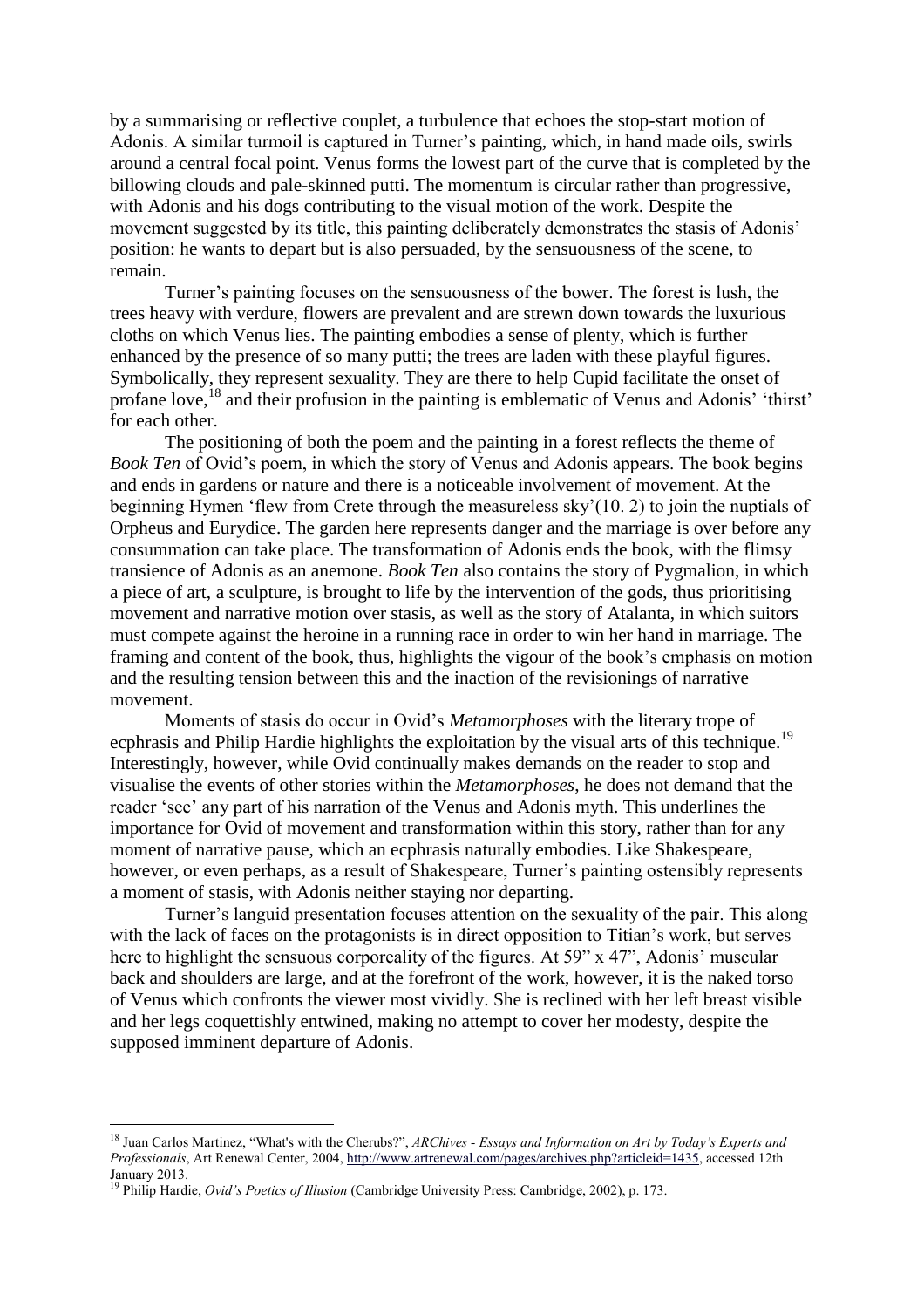by a summarising or reflective couplet, a turbulence that echoes the stop-start motion of Adonis. A similar turmoil is captured in Turner's painting, which, in hand made oils, swirls around a central focal point. Venus forms the lowest part of the curve that is completed by the billowing clouds and pale-skinned putti. The momentum is circular rather than progressive, with Adonis and his dogs contributing to the visual motion of the work. Despite the movement suggested by its title, this painting deliberately demonstrates the stasis of Adonis' position: he wants to depart but is also persuaded, by the sensuousness of the scene, to remain.

Turner's painting focuses on the sensuousness of the bower. The forest is lush, the trees heavy with verdure, flowers are prevalent and are strewn down towards the luxurious cloths on which Venus lies. The painting embodies a sense of plenty, which is further enhanced by the presence of so many putti; the trees are laden with these playful figures. Symbolically, they represent sexuality. They are there to help Cupid facilitate the onset of profane love,[18] and their profusion in the painting is emblematic of Venus and Adonis' 'thirst' for each other.

The positioning of both the poem and the painting in a forest reflects the theme of *Book Ten* of Ovid's poem, in which the story of Venus and Adonis appears. The book begins and ends in gardens or nature and there is a noticeable involvement of movement. At the beginning Hymen 'flew from Crete through the measureless sky'(10. 2) to join the nuptials of Orpheus and Eurydice. The garden here represents danger and the marriage is over before any consummation can take place. The transformation of Adonis ends the book, with the flimsy transience of Adonis as an anemone. *Book Ten* also contains the story of Pygmalion, in which a piece of art, a sculpture, is brought to life by the intervention of the gods, thus prioritising movement and narrative motion over stasis, as well as the story of Atalanta, in which suitors must compete against the heroine in a running race in order to win her hand in marriage. The framing and content of the book, thus, highlights the vigour of the book's emphasis on motion and the resulting tension between this and the inaction of the revisionings of narrative movement.

Moments of stasis do occur in Ovid's *Metamorphoses* with the literary trope of ecphrasis and Philip Hardie highlights the exploitation by the visual arts of this technique.[19] Interestingly, however, while Ovid continually makes demands on the reader to stop and visualise the events of other stories within the *Metamorphoses*, he does not demand that the reader 'see' any part of his narration of the Venus and Adonis myth. This underlines the importance for Ovid of movement and transformation within this story, rather than for any moment of narrative pause, which an ecphrasis naturally embodies. Like Shakespeare, however, or even perhaps, as a result of Shakespeare, Turner's painting ostensibly represents a moment of stasis, with Adonis neither staying nor departing.

Turner's languid presentation focuses attention on the sexuality of the pair. This along with the lack of faces on the protagonists is in direct opposition to Titian's work, but serves here to highlight the sensuous corporeality of the figures. At 59" x 47", Adonis' muscular back and shoulders are large, and at the forefront of the work, however, it is the naked torso of Venus which confronts the viewer most vividly. She is reclined with her left breast visible and her legs coquettishly entwined, making no attempt to cover her modesty, despite the supposed imminent departure of Adonis.

---

[18] Juan Carlos Martinez, "What's with the Cherubs?", *ARChives - Essays and Information on Art by Today's Experts and Professionals*, Art Renewal Center, 2004, http://www.artrenewal.com/pages/archives.php?articleid=1435, accessed 12th January 2013.

[19] Philip Hardie, *Ovid's Poetics of Illusion* (Cambridge University Press: Cambridge, 2002), p. 173.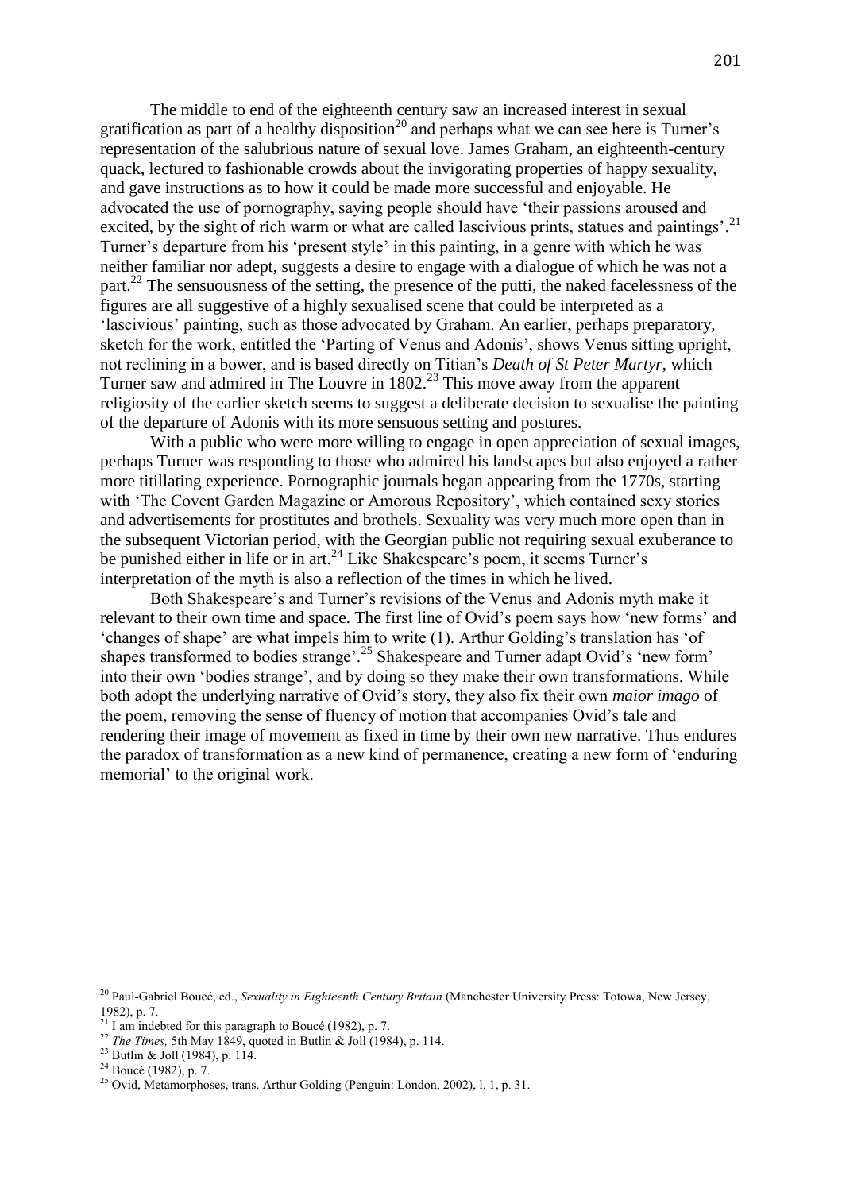The middle to end of the eighteenth century saw an increased interest in sexual gratification as part of a healthy disposition[20] and perhaps what we can see here is Turner's representation of the salubrious nature of sexual love. James Graham, an eighteenth-century quack, lectured to fashionable crowds about the invigorating properties of happy sexuality, and gave instructions as to how it could be made more successful and enjoyable. He advocated the use of pornography, saying people should have 'their passions aroused and excited, by the sight of rich warm or what are called lascivious prints, statues and paintings'.[21] Turner's departure from his 'present style' in this painting, in a genre with which he was neither familiar nor adept, suggests a desire to engage with a dialogue of which he was not a part.[22] The sensuousness of the setting, the presence of the putti, the naked facelessness of the figures are all suggestive of a highly sexualised scene that could be interpreted as a 'lascivious' painting, such as those advocated by Graham. An earlier, perhaps preparatory, sketch for the work, entitled the 'Parting of Venus and Adonis', shows Venus sitting upright, not reclining in a bower, and is based directly on Titian's *Death of St Peter Martyr*, which Turner saw and admired in The Louvre in 1802.[23] This move away from the apparent religiosity of the earlier sketch seems to suggest a deliberate decision to sexualise the painting of the departure of Adonis with its more sensuous setting and postures.

With a public who were more willing to engage in open appreciation of sexual images, perhaps Turner was responding to those who admired his landscapes but also enjoyed a rather more titillating experience. Pornographic journals began appearing from the 1770s, starting with 'The Covent Garden Magazine or Amorous Repository', which contained sexy stories and advertisements for prostitutes and brothels. Sexuality was very much more open than in the subsequent Victorian period, with the Georgian public not requiring sexual exuberance to be punished either in life or in art.[24] Like Shakespeare's poem, it seems Turner's interpretation of the myth is also a reflection of the times in which he lived.

Both Shakespeare's and Turner's revisions of the Venus and Adonis myth make it relevant to their own time and space. The first line of Ovid's poem says how 'new forms' and 'changes of shape' are what impels him to write (1). Arthur Golding's translation has 'of shapes transformed to bodies strange'.[25] Shakespeare and Turner adapt Ovid's 'new form' into their own 'bodies strange', and by doing so they make their own transformations. While both adopt the underlying narrative of Ovid's story, they also fix their own *maior imago* of the poem, removing the sense of fluency of motion that accompanies Ovid's tale and rendering their image of movement as fixed in time by their own new narrative. Thus endures the paradox of transformation as a new kind of permanence, creating a new form of 'enduring memorial' to the original work.

---

[20] Paul-Gabriel Boucé, ed., *Sexuality in Eighteenth Century Britain* (Manchester University Press: Totowa, New Jersey, 1982), p. 7.

[21] I am indebted for this paragraph to Boucé (1982), p. 7.

[22] *The Times,* 5th May 1849, quoted in Butlin & Joll (1984), p. 114.

[23] Butlin & Joll (1984), p. 114.

[24] Boucé (1982), p. 7.

[25] Ovid, Metamorphoses, trans. Arthur Golding (Penguin: London, 2002), l. 1, p. 31.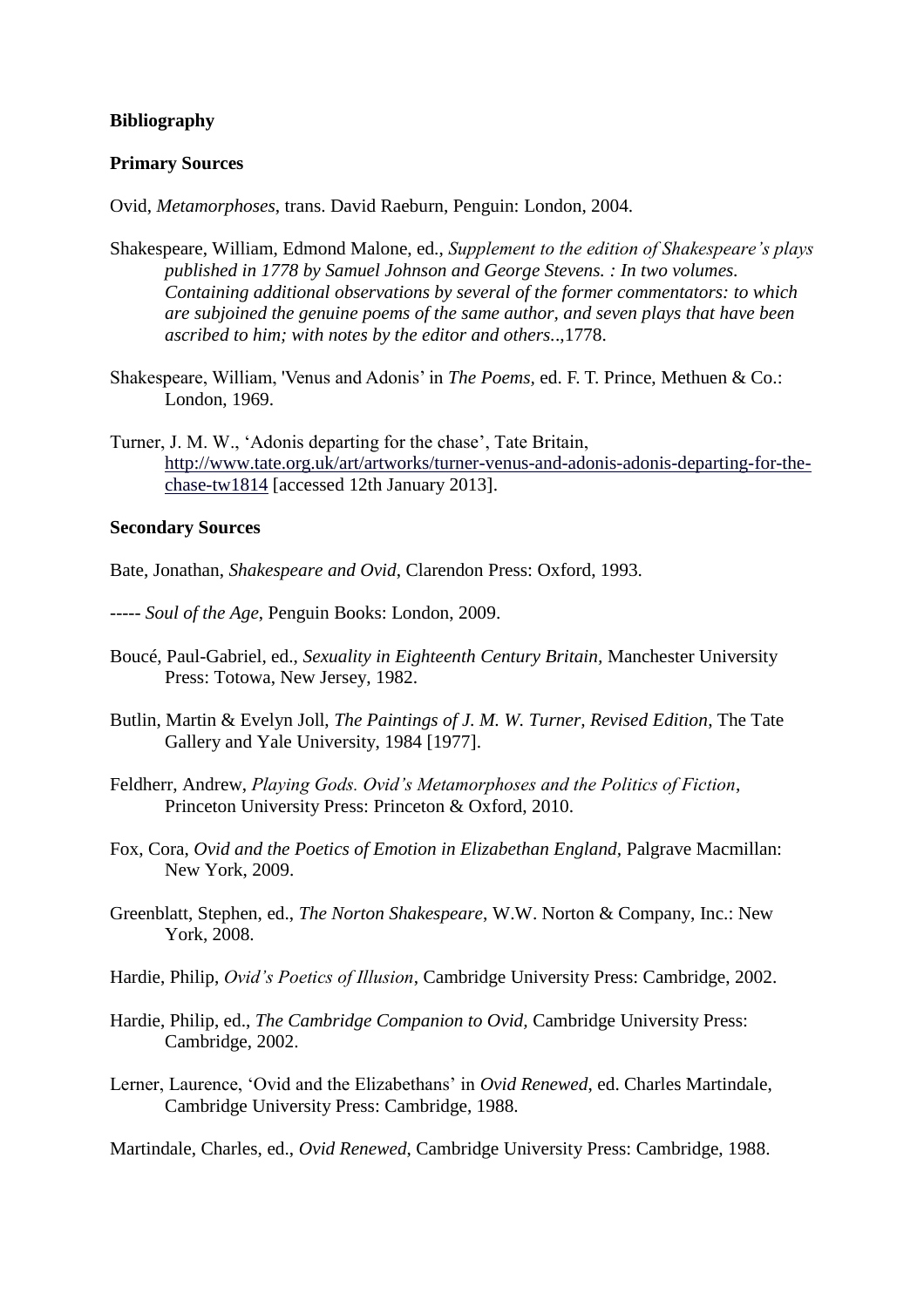**Bibliography**

**Primary Sources**

Ovid, *Metamorphoses*, trans. David Raeburn, Penguin: London, 2004.

Shakespeare, William, Edmond Malone, ed., *Supplement to the edition of Shakespeare's plays published in 1778 by Samuel Johnson and George Stevens. : In two volumes. Containing additional observations by several of the former commentators: to which are subjoined the genuine poems of the same author, and seven plays that have been ascribed to him; with notes by the editor and others*..,1778.

Shakespeare, William, 'Venus and Adonis' in *The Poems,* ed. F. T. Prince, Methuen & Co.: London, 1969.

Turner, J. M. W., 'Adonis departing for the chase', Tate Britain, http://www.tate.org.uk/art/artworks/turner-venus-and-adonis-adonis-departing-for-the-chase-tw1814 [accessed 12th January 2013].

**Secondary Sources**

Bate, Jonathan, *Shakespeare and Ovid*, Clarendon Press: Oxford, 1993.

----- *Soul of the Age*, Penguin Books: London, 2009.

Boucé, Paul-Gabriel, ed., *Sexuality in Eighteenth Century Britain,* Manchester University Press: Totowa, New Jersey, 1982.

Butlin, Martin & Evelyn Joll, *The Paintings of J. M. W. Turner, Revised Edition*, The Tate Gallery and Yale University, 1984 [1977].

Feldherr, Andrew, *Playing Gods. Ovid's Metamorphoses and the Politics of Fiction*, Princeton University Press: Princeton & Oxford, 2010.

Fox, Cora, *Ovid and the Poetics of Emotion in Elizabethan England*, Palgrave Macmillan: New York, 2009.

Greenblatt, Stephen, ed., *The Norton Shakespeare,* W.W. Norton & Company, Inc.: New York, 2008.

Hardie, Philip, *Ovid's Poetics of Illusion*, Cambridge University Press: Cambridge, 2002.

Hardie, Philip, ed., *The Cambridge Companion to Ovid,* Cambridge University Press: Cambridge, 2002.

Lerner, Laurence, 'Ovid and the Elizabethans' in *Ovid Renewed*, ed. Charles Martindale, Cambridge University Press: Cambridge, 1988.

Martindale, Charles, ed., *Ovid Renewed*, Cambridge University Press: Cambridge, 1988.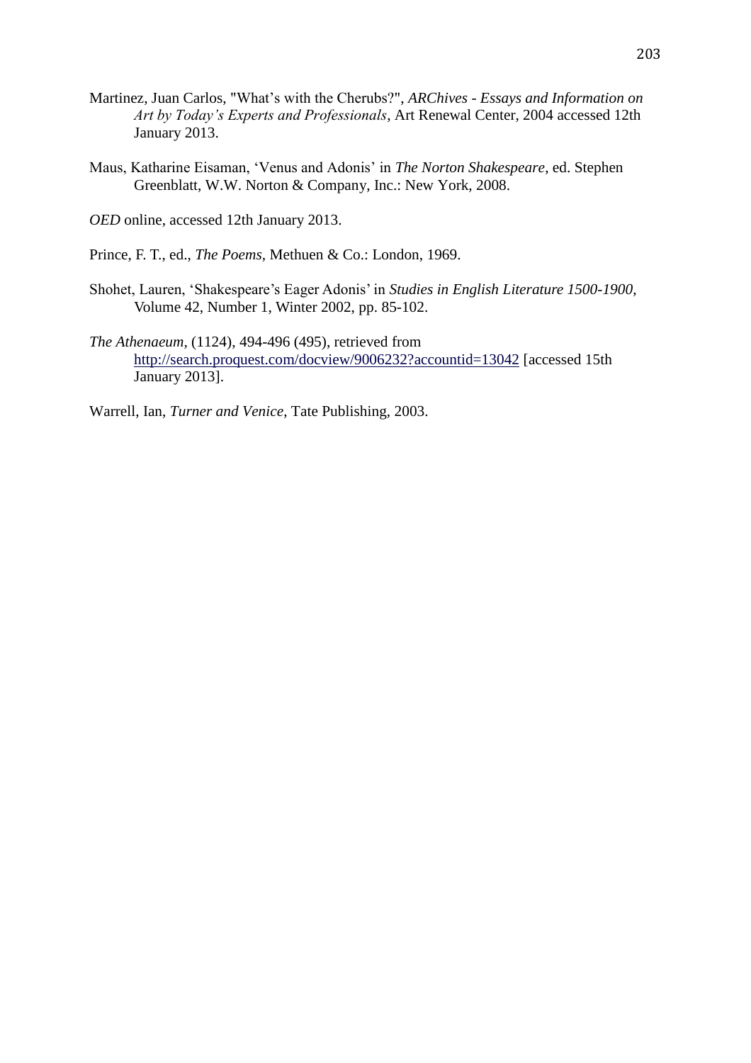Martinez, Juan Carlos, "What's with the Cherubs?", *ARChives - Essays and Information on Art by Today's Experts and Professionals*, Art Renewal Center, 2004 accessed 12th January 2013.

Maus, Katharine Eisaman, 'Venus and Adonis' in *The Norton Shakespeare*, ed. Stephen Greenblatt, W.W. Norton & Company, Inc.: New York, 2008.

*OED* online, accessed 12th January 2013.

Prince, F. T., ed., *The Poems*, Methuen & Co.: London, 1969.

Shohet, Lauren, 'Shakespeare's Eager Adonis' in *Studies in English Literature 1500-1900*, Volume 42, Number 1, Winter 2002, pp. 85-102.

*The Athenaeum*, (1124), 494-496 (495), retrieved from http://search.proquest.com/docview/9006232?accountid=13042 [accessed 15th January 2013].

Warrell, Ian, *Turner and Venice*, Tate Publishing, 2003.